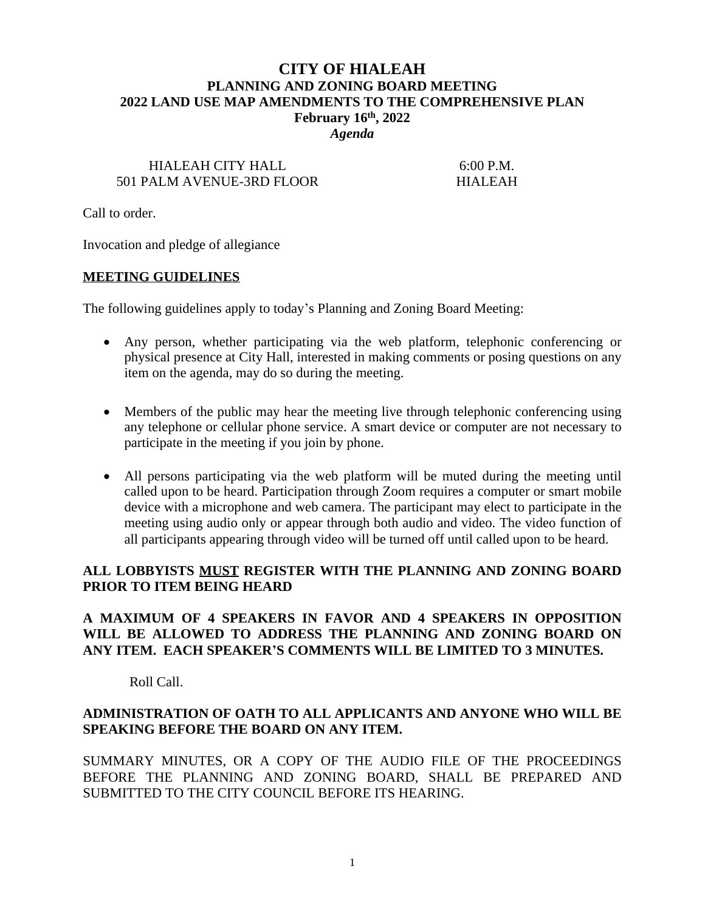# CITY OF HIALEAH
## PLANNING AND ZONING BOARD MEETING
## 2022 LAND USE MAP AMENDMENTS TO THE COMPREHENSIVE PLAN
**February 16th, 2022**

***Agenda***

HIALEAH CITY HALL
501 PALM AVENUE-3RD FLOOR

6:00 P.M.
HIALEAH

Call to order.

Invocation and pledge of allegiance

**MEETING GUIDELINES**

The following guidelines apply to today's Planning and Zoning Board Meeting:

- Any person, whether participating via the web platform, telephonic conferencing or physical presence at City Hall, interested in making comments or posing questions on any item on the agenda, may do so during the meeting.
- Members of the public may hear the meeting live through telephonic conferencing using any telephone or cellular phone service. A smart device or computer are not necessary to participate in the meeting if you join by phone.
- All persons participating via the web platform will be muted during the meeting until called upon to be heard. Participation through Zoom requires a computer or smart mobile device with a microphone and web camera. The participant may elect to participate in the meeting using audio only or appear through both audio and video. The video function of all participants appearing through video will be turned off until called upon to be heard.

**ALL LOBBYISTS MUST REGISTER WITH THE PLANNING AND ZONING BOARD PRIOR TO ITEM BEING HEARD**

**A MAXIMUM OF 4 SPEAKERS IN FAVOR AND 4 SPEAKERS IN OPPOSITION WILL BE ALLOWED TO ADDRESS THE PLANNING AND ZONING BOARD ON ANY ITEM. EACH SPEAKER'S COMMENTS WILL BE LIMITED TO 3 MINUTES.**

Roll Call.

**ADMINISTRATION OF OATH TO ALL APPLICANTS AND ANYONE WHO WILL BE SPEAKING BEFORE THE BOARD ON ANY ITEM.**

SUMMARY MINUTES, OR A COPY OF THE AUDIO FILE OF THE PROCEEDINGS BEFORE THE PLANNING AND ZONING BOARD, SHALL BE PREPARED AND SUBMITTED TO THE CITY COUNCIL BEFORE ITS HEARING.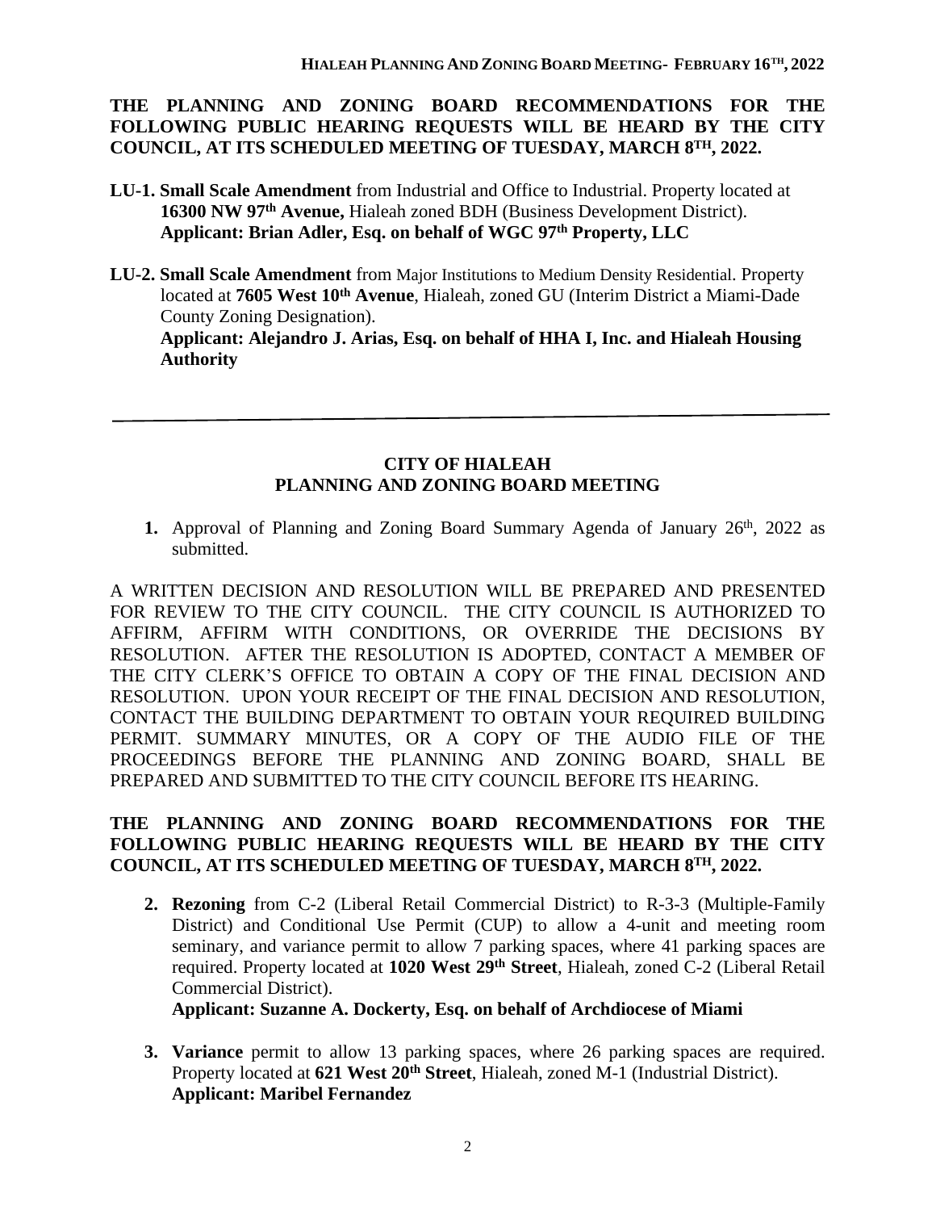**THE PLANNING AND ZONING BOARD RECOMMENDATIONS FOR THE FOLLOWING PUBLIC HEARING REQUESTS WILL BE HEARD BY THE CITY COUNCIL, AT ITS SCHEDULED MEETING OF TUESDAY, MARCH 8TH, 2022.**

**LU-1. Small Scale Amendment** from Industrial and Office to Industrial. Property located at **16300 NW 97th Avenue,** Hialeah zoned BDH (Business Development District).
**Applicant: Brian Adler, Esq. on behalf of WGC 97th Property, LLC**

**LU-2. Small Scale Amendment** from Major Institutions to Medium Density Residential. Property located at **7605 West 10th Avenue**, Hialeah, zoned GU (Interim District a Miami-Dade County Zoning Designation).
**Applicant: Alejandro J. Arias, Esq. on behalf of HHA I, Inc. and Hialeah Housing Authority**

---

## CITY OF HIALEAH
## PLANNING AND ZONING BOARD MEETING

1. Approval of Planning and Zoning Board Summary Agenda of January 26th, 2022 as submitted.

A WRITTEN DECISION AND RESOLUTION WILL BE PREPARED AND PRESENTED FOR REVIEW TO THE CITY COUNCIL. THE CITY COUNCIL IS AUTHORIZED TO AFFIRM, AFFIRM WITH CONDITIONS, OR OVERRIDE THE DECISIONS BY RESOLUTION. AFTER THE RESOLUTION IS ADOPTED, CONTACT A MEMBER OF THE CITY CLERK'S OFFICE TO OBTAIN A COPY OF THE FINAL DECISION AND RESOLUTION. UPON YOUR RECEIPT OF THE FINAL DECISION AND RESOLUTION, CONTACT THE BUILDING DEPARTMENT TO OBTAIN YOUR REQUIRED BUILDING PERMIT. SUMMARY MINUTES, OR A COPY OF THE AUDIO FILE OF THE PROCEEDINGS BEFORE THE PLANNING AND ZONING BOARD, SHALL BE PREPARED AND SUBMITTED TO THE CITY COUNCIL BEFORE ITS HEARING.

**THE PLANNING AND ZONING BOARD RECOMMENDATIONS FOR THE FOLLOWING PUBLIC HEARING REQUESTS WILL BE HEARD BY THE CITY COUNCIL, AT ITS SCHEDULED MEETING OF TUESDAY, MARCH 8TH, 2022.**

2. **Rezoning** from C-2 (Liberal Retail Commercial District) to R-3-3 (Multiple-Family District) and Conditional Use Permit (CUP) to allow a 4-unit and meeting room seminary, and variance permit to allow 7 parking spaces, where 41 parking spaces are required. Property located at **1020 West 29th Street**, Hialeah, zoned C-2 (Liberal Retail Commercial District).
   **Applicant: Suzanne A. Dockerty, Esq. on behalf of Archdiocese of Miami**

3. **Variance** permit to allow 13 parking spaces, where 26 parking spaces are required. Property located at **621 West 20th Street**, Hialeah, zoned M-1 (Industrial District).
   **Applicant: Maribel Fernandez**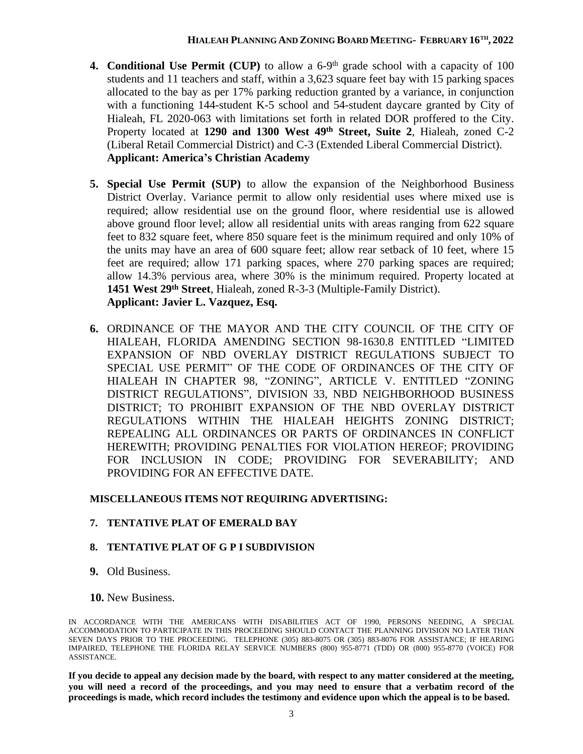4. **Conditional Use Permit (CUP)** to allow a 6-9th grade school with a capacity of 100 students and 11 teachers and staff, within a 3,623 square feet bay with 15 parking spaces allocated to the bay as per 17% parking reduction granted by a variance, in conjunction with a functioning 144-student K-5 school and 54-student daycare granted by City of Hialeah, FL 2020-063 with limitations set forth in related DOR proffered to the City. Property located at **1290 and 1300 West 49th Street, Suite 2**, Hialeah, zoned C-2 (Liberal Retail Commercial District) and C-3 (Extended Liberal Commercial District).
   **Applicant: America's Christian Academy**

5. **Special Use Permit (SUP)** to allow the expansion of the Neighborhood Business District Overlay. Variance permit to allow only residential uses where mixed use is required; allow residential use on the ground floor, where residential use is allowed above ground floor level; allow all residential units with areas ranging from 622 square feet to 832 square feet, where 850 square feet is the minimum required and only 10% of the units may have an area of 600 square feet; allow rear setback of 10 feet, where 15 feet are required; allow 171 parking spaces, where 270 parking spaces are required; allow 14.3% pervious area, where 30% is the minimum required. Property located at **1451 West 29th Street**, Hialeah, zoned R-3-3 (Multiple-Family District).
   **Applicant: Javier L. Vazquez, Esq.**

6. ORDINANCE OF THE MAYOR AND THE CITY COUNCIL OF THE CITY OF HIALEAH, FLORIDA AMENDING SECTION 98-1630.8 ENTITLED "LIMITED EXPANSION OF NBD OVERLAY DISTRICT REGULATIONS SUBJECT TO SPECIAL USE PERMIT" OF THE CODE OF ORDINANCES OF THE CITY OF HIALEAH IN CHAPTER 98, "ZONING", ARTICLE V. ENTITLED "ZONING DISTRICT REGULATIONS", DIVISION 33, NBD NEIGHBORHOOD BUSINESS DISTRICT; TO PROHIBIT EXPANSION OF THE NBD OVERLAY DISTRICT REGULATIONS WITHIN THE HIALEAH HEIGHTS ZONING DISTRICT; REPEALING ALL ORDINANCES OR PARTS OF ORDINANCES IN CONFLICT HEREWITH; PROVIDING PENALTIES FOR VIOLATION HEREOF; PROVIDING FOR INCLUSION IN CODE; PROVIDING FOR SEVERABILITY; AND PROVIDING FOR AN EFFECTIVE DATE.

**MISCELLANEOUS ITEMS NOT REQUIRING ADVERTISING:**

7. **TENTATIVE PLAT OF EMERALD BAY**

8. **TENTATIVE PLAT OF G P I SUBDIVISION**

9. Old Business.

10. New Business.

IN ACCORDANCE WITH THE AMERICANS WITH DISABILITIES ACT OF 1990, PERSONS NEEDING, A SPECIAL ACCOMMODATION TO PARTICIPATE IN THIS PROCEEDING SHOULD CONTACT THE PLANNING DIVISION NO LATER THAN SEVEN DAYS PRIOR TO THE PROCEEDING. TELEPHONE (305) 883-8075 OR (305) 883-8076 FOR ASSISTANCE; IF HEARING IMPAIRED, TELEPHONE THE FLORIDA RELAY SERVICE NUMBERS (800) 955-8771 (TDD) OR (800) 955-8770 (VOICE) FOR ASSISTANCE.

**If you decide to appeal any decision made by the board, with respect to any matter considered at the meeting, you will need a record of the proceedings, and you may need to ensure that a verbatim record of the proceedings is made, which record includes the testimony and evidence upon which the appeal is to be based.**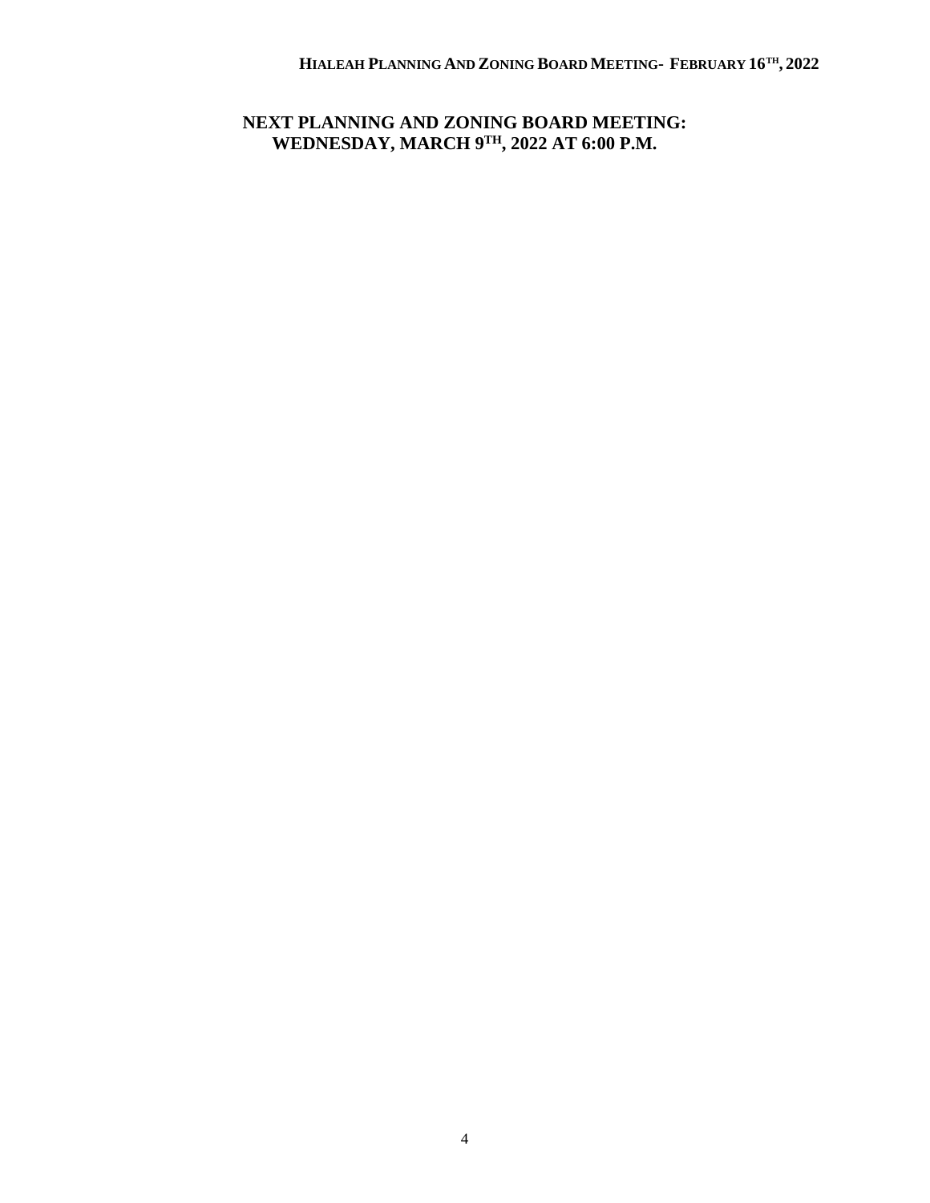**NEXT PLANNING AND ZONING BOARD MEETING:**
**WEDNESDAY, MARCH 9TH, 2022 AT 6:00 P.M.**